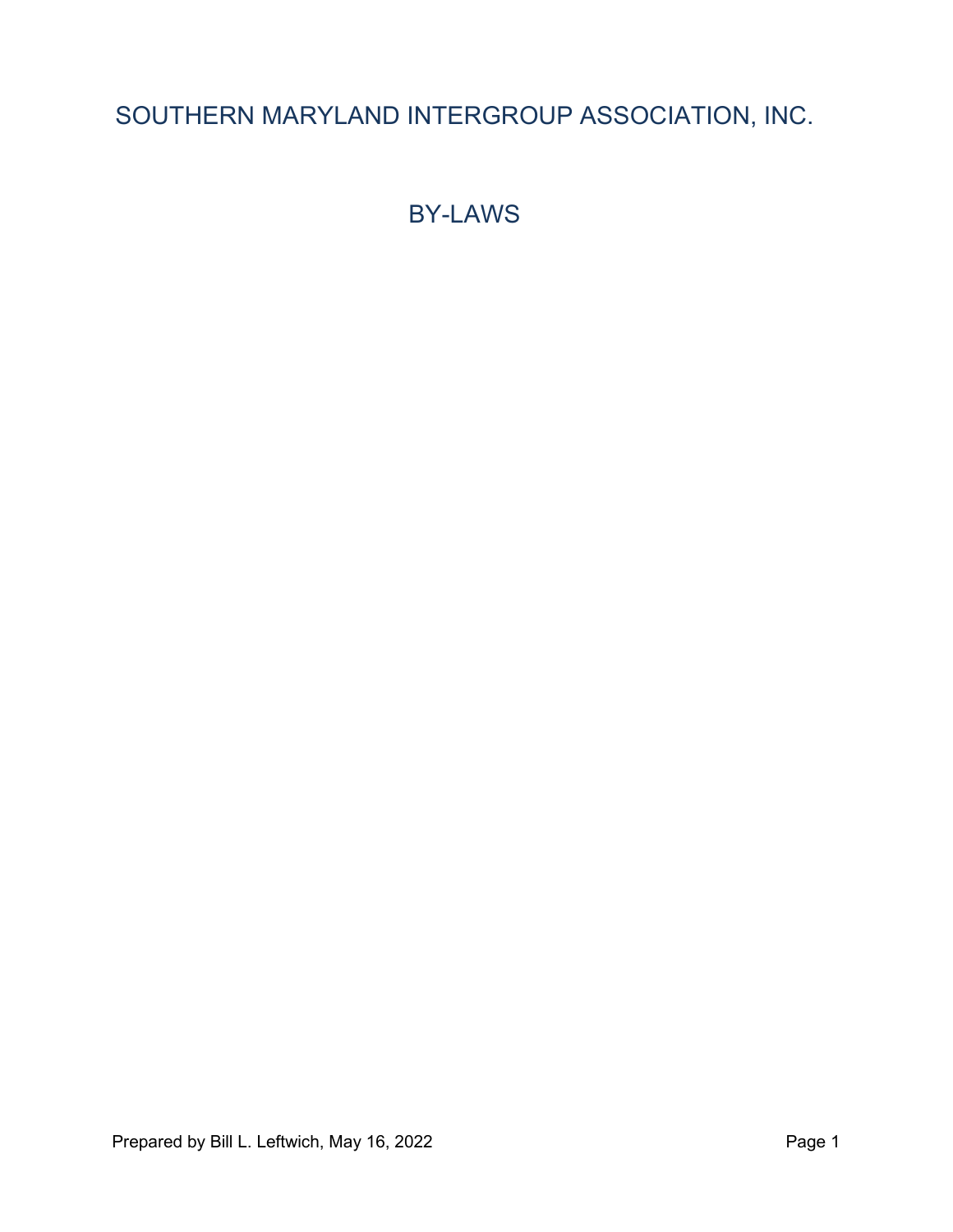# SOUTHERN MARYLAND INTERGROUP ASSOCIATION, INC.

## BY-LAWS

Prepared by Bill L. Leftwich, May 16, 2022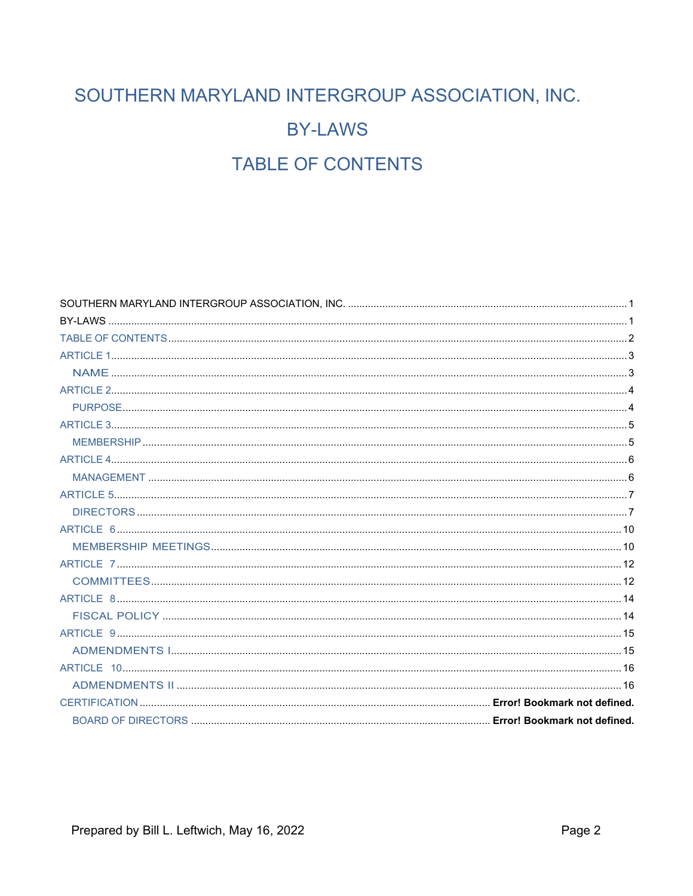# SOUTHERN MARYLAND INTERGROUP ASSOCIATION, INC.

# BY-LAWS

# TABLE OF CONTENTS

SOUTHERN MARYLAND INTERGROUP ASSOCIATION, INC. .......... 1
BY-LAWS .......... 1
TABLE OF CONTENTS .......... 2
ARTICLE 1 .......... 3
  NAME .......... 3
ARTICLE 2 .......... 4
  PURPOSE .......... 4
ARTICLE 3 .......... 5
  MEMBERSHIP .......... 5
ARTICLE 4 .......... 6
  MANAGEMENT .......... 6
ARTICLE 5 .......... 7
  DIRECTORS .......... 7
ARTICLE 6 .......... 10
  MEMBERSHIP MEETINGS .......... 10
ARTICLE 7 .......... 12
  COMMITTEES .......... 12
ARTICLE 8 .......... 14
  FISCAL POLICY .......... 14
ARTICLE 9 .......... 15
  ADMENDMENTS I .......... 15
ARTICLE 10 .......... 16
  ADMENDMENTS II .......... 16
CERTIFICATION .......... **Error! Bookmark not defined.**
  BOARD OF DIRECTORS .......... **Error! Bookmark not defined.**

Prepared by Bill L. Leftwich, May 16, 2022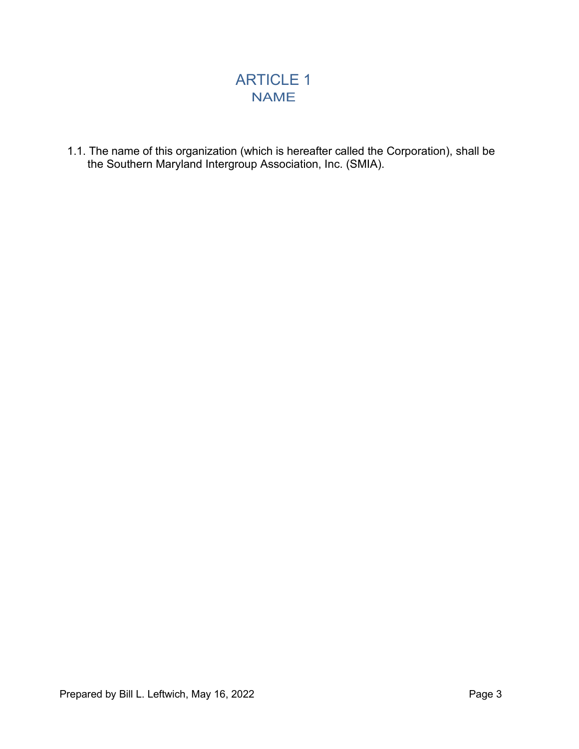# ARTICLE 1
## NAME

1.1. The name of this organization (which is hereafter called the Corporation), shall be the Southern Maryland Intergroup Association, Inc. (SMIA).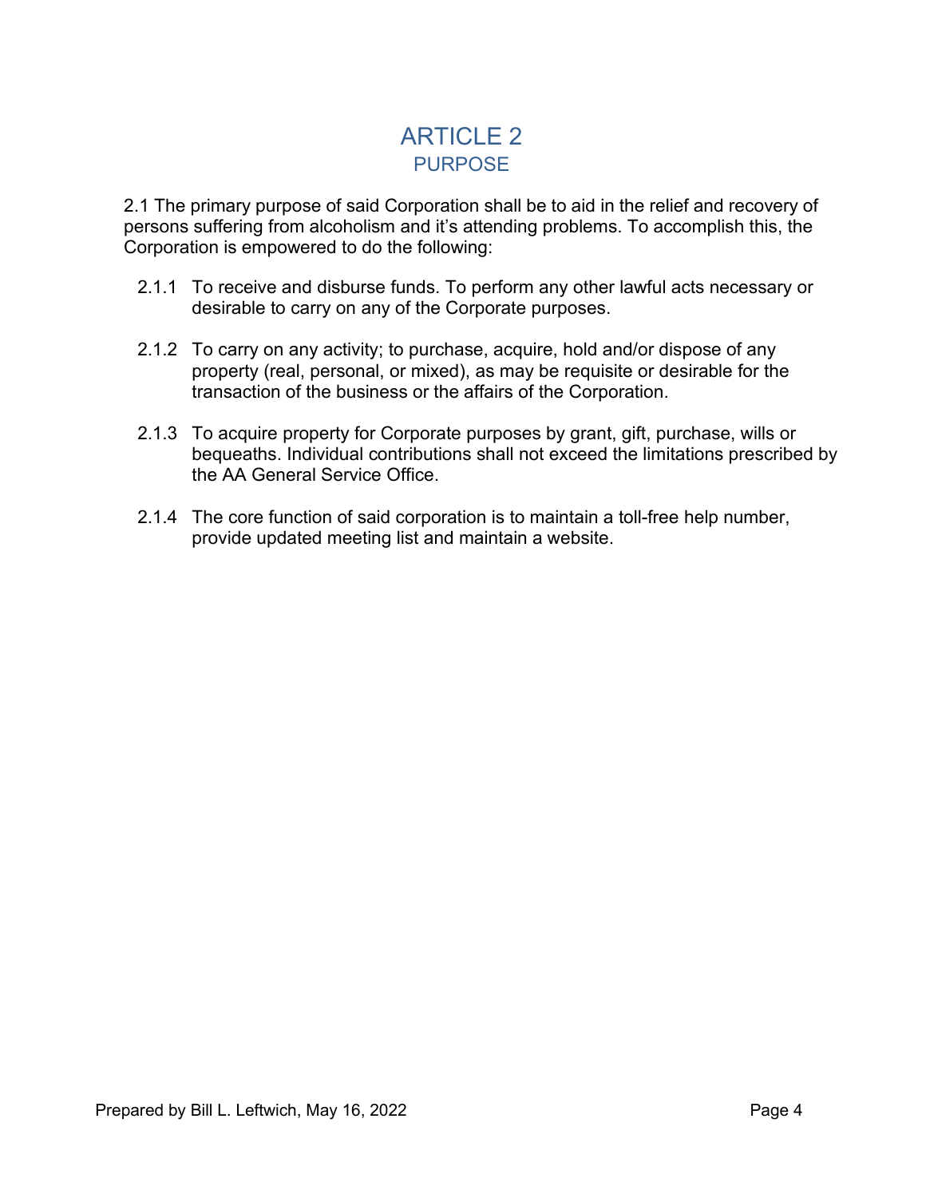# ARTICLE 2

## PURPOSE

2.1 The primary purpose of said Corporation shall be to aid in the relief and recovery of persons suffering from alcoholism and it's attending problems. To accomplish this, the Corporation is empowered to do the following:

- 2.1.1 To receive and disburse funds. To perform any other lawful acts necessary or desirable to carry on any of the Corporate purposes.
- 2.1.2 To carry on any activity; to purchase, acquire, hold and/or dispose of any property (real, personal, or mixed), as may be requisite or desirable for the transaction of the business or the affairs of the Corporation.
- 2.1.3 To acquire property for Corporate purposes by grant, gift, purchase, wills or bequeaths. Individual contributions shall not exceed the limitations prescribed by the AA General Service Office.
- 2.1.4 The core function of said corporation is to maintain a toll-free help number, provide updated meeting list and maintain a website.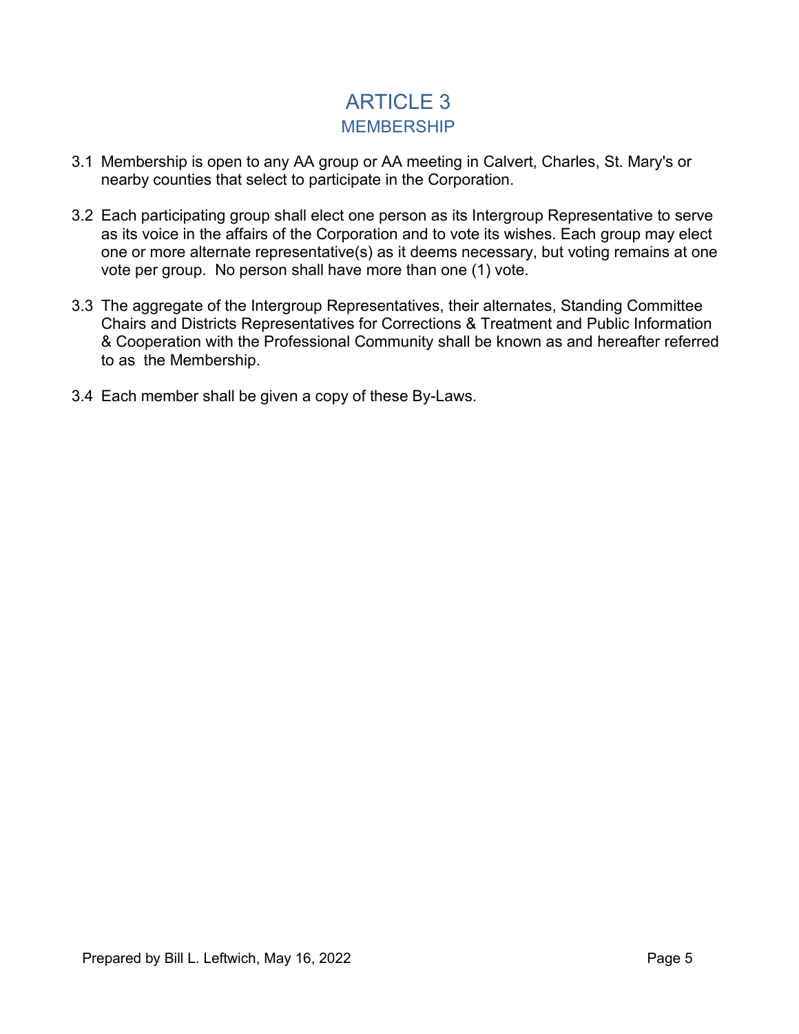# ARTICLE 3

## MEMBERSHIP

3.1 Membership is open to any AA group or AA meeting in Calvert, Charles, St. Mary's or nearby counties that select to participate in the Corporation.

3.2 Each participating group shall elect one person as its Intergroup Representative to serve as its voice in the affairs of the Corporation and to vote its wishes. Each group may elect one or more alternate representative(s) as it deems necessary, but voting remains at one vote per group. No person shall have more than one (1) vote.

3.3 The aggregate of the Intergroup Representatives, their alternates, Standing Committee Chairs and Districts Representatives for Corrections & Treatment and Public Information & Cooperation with the Professional Community shall be known as and hereafter referred to as the Membership.

3.4 Each member shall be given a copy of these By-Laws.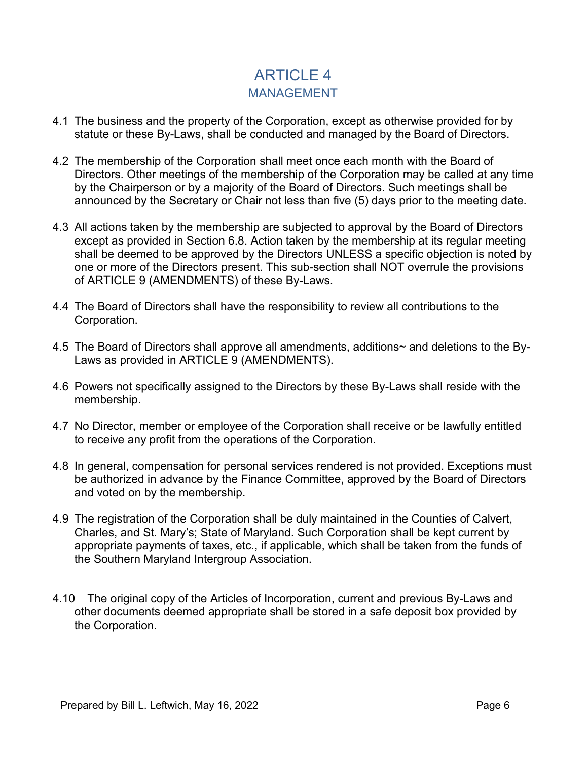# ARTICLE 4
## MANAGEMENT

4.1 The business and the property of the Corporation, except as otherwise provided for by statute or these By-Laws, shall be conducted and managed by the Board of Directors.

4.2 The membership of the Corporation shall meet once each month with the Board of Directors. Other meetings of the membership of the Corporation may be called at any time by the Chairperson or by a majority of the Board of Directors. Such meetings shall be announced by the Secretary or Chair not less than five (5) days prior to the meeting date.

4.3 All actions taken by the membership are subjected to approval by the Board of Directors except as provided in Section 6.8. Action taken by the membership at its regular meeting shall be deemed to be approved by the Directors UNLESS a specific objection is noted by one or more of the Directors present. This sub-section shall NOT overrule the provisions of ARTICLE 9 (AMENDMENTS) of these By-Laws.

4.4 The Board of Directors shall have the responsibility to review all contributions to the Corporation.

4.5 The Board of Directors shall approve all amendments, additions~ and deletions to the By-Laws as provided in ARTICLE 9 (AMENDMENTS).

4.6 Powers not specifically assigned to the Directors by these By-Laws shall reside with the membership.

4.7 No Director, member or employee of the Corporation shall receive or be lawfully entitled to receive any profit from the operations of the Corporation.

4.8 In general, compensation for personal services rendered is not provided. Exceptions must be authorized in advance by the Finance Committee, approved by the Board of Directors and voted on by the membership.

4.9 The registration of the Corporation shall be duly maintained in the Counties of Calvert, Charles, and St. Mary's; State of Maryland. Such Corporation shall be kept current by appropriate payments of taxes, etc., if applicable, which shall be taken from the funds of the Southern Maryland Intergroup Association.

4.10 The original copy of the Articles of Incorporation, current and previous By-Laws and other documents deemed appropriate shall be stored in a safe deposit box provided by the Corporation.

Prepared by Bill L. Leftwich, May 16, 2022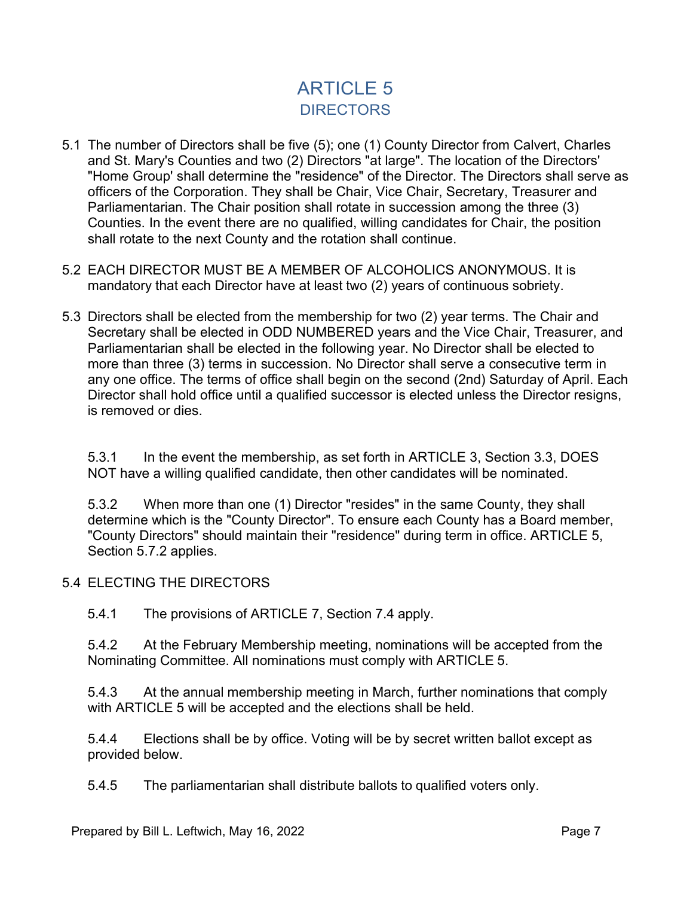# ARTICLE 5
## DIRECTORS

5.1 The number of Directors shall be five (5); one (1) County Director from Calvert, Charles and St. Mary's Counties and two (2) Directors "at large". The location of the Directors' "Home Group' shall determine the "residence" of the Director. The Directors shall serve as officers of the Corporation. They shall be Chair, Vice Chair, Secretary, Treasurer and Parliamentarian. The Chair position shall rotate in succession among the three (3) Counties. In the event there are no qualified, willing candidates for Chair, the position shall rotate to the next County and the rotation shall continue.

5.2 EACH DIRECTOR MUST BE A MEMBER OF ALCOHOLICS ANONYMOUS. It is mandatory that each Director have at least two (2) years of continuous sobriety.

5.3 Directors shall be elected from the membership for two (2) year terms. The Chair and Secretary shall be elected in ODD NUMBERED years and the Vice Chair, Treasurer, and Parliamentarian shall be elected in the following year. No Director shall be elected to more than three (3) terms in succession. No Director shall serve a consecutive term in any one office. The terms of office shall begin on the second (2nd) Saturday of April. Each Director shall hold office until a qualified successor is elected unless the Director resigns, is removed or dies.

5.3.1 In the event the membership, as set forth in ARTICLE 3, Section 3.3, DOES NOT have a willing qualified candidate, then other candidates will be nominated.

5.3.2 When more than one (1) Director "resides" in the same County, they shall determine which is the "County Director". To ensure each County has a Board member, "County Directors" should maintain their "residence" during term in office. ARTICLE 5, Section 5.7.2 applies.

5.4 ELECTING THE DIRECTORS

5.4.1 The provisions of ARTICLE 7, Section 7.4 apply.

5.4.2 At the February Membership meeting, nominations will be accepted from the Nominating Committee. All nominations must comply with ARTICLE 5.

5.4.3 At the annual membership meeting in March, further nominations that comply with ARTICLE 5 will be accepted and the elections shall be held.

5.4.4 Elections shall be by office. Voting will be by secret written ballot except as provided below.

5.4.5 The parliamentarian shall distribute ballots to qualified voters only.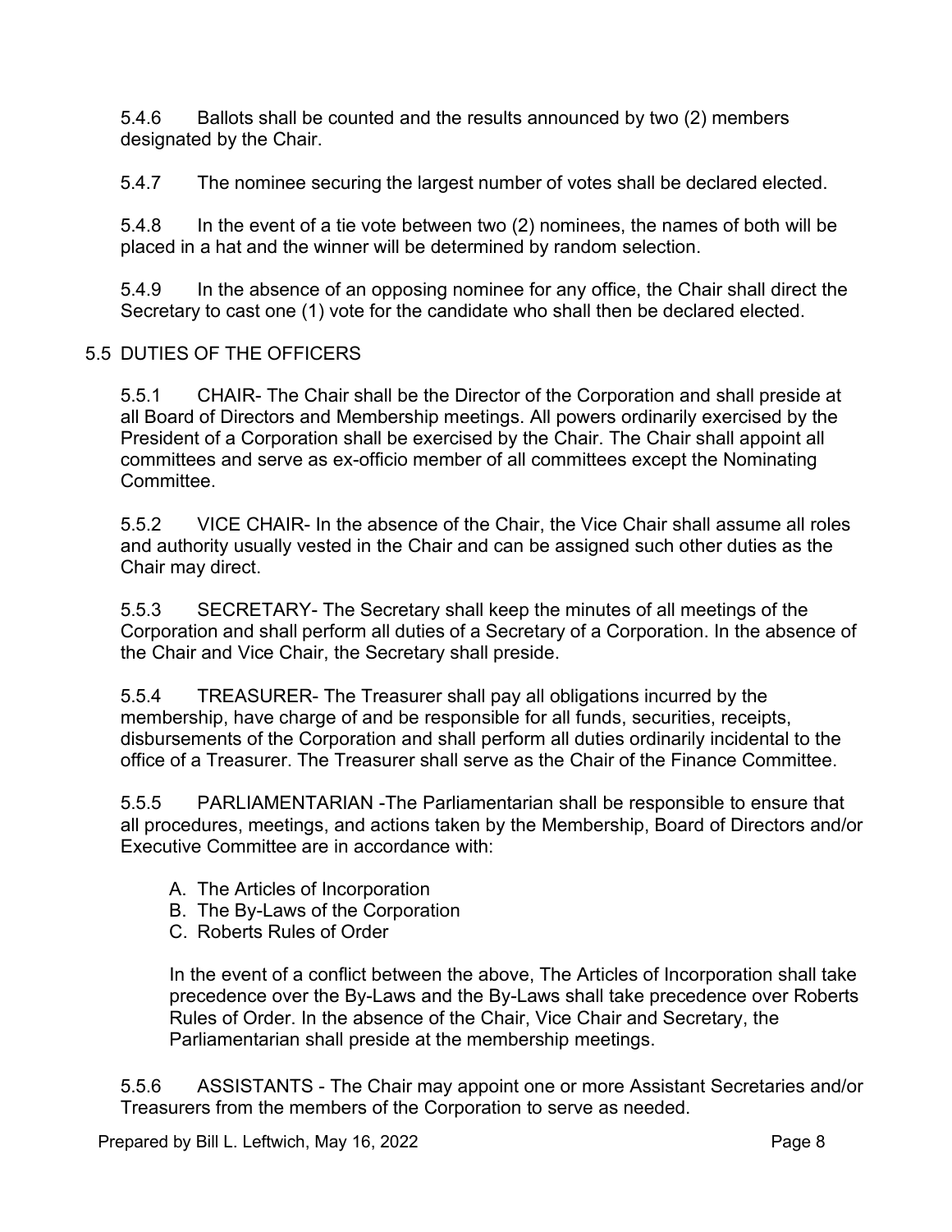5.4.6 Ballots shall be counted and the results announced by two (2) members designated by the Chair.

5.4.7 The nominee securing the largest number of votes shall be declared elected.

5.4.8 In the event of a tie vote between two (2) nominees, the names of both will be placed in a hat and the winner will be determined by random selection.

5.4.9 In the absence of an opposing nominee for any office, the Chair shall direct the Secretary to cast one (1) vote for the candidate who shall then be declared elected.

## 5.5 DUTIES OF THE OFFICERS

5.5.1 CHAIR- The Chair shall be the Director of the Corporation and shall preside at all Board of Directors and Membership meetings. All powers ordinarily exercised by the President of a Corporation shall be exercised by the Chair. The Chair shall appoint all committees and serve as ex-officio member of all committees except the Nominating Committee.

5.5.2 VICE CHAIR- In the absence of the Chair, the Vice Chair shall assume all roles and authority usually vested in the Chair and can be assigned such other duties as the Chair may direct.

5.5.3 SECRETARY- The Secretary shall keep the minutes of all meetings of the Corporation and shall perform all duties of a Secretary of a Corporation. In the absence of the Chair and Vice Chair, the Secretary shall preside.

5.5.4 TREASURER- The Treasurer shall pay all obligations incurred by the membership, have charge of and be responsible for all funds, securities, receipts, disbursements of the Corporation and shall perform all duties ordinarily incidental to the office of a Treasurer. The Treasurer shall serve as the Chair of the Finance Committee.

5.5.5 PARLIAMENTARIAN -The Parliamentarian shall be responsible to ensure that all procedures, meetings, and actions taken by the Membership, Board of Directors and/or Executive Committee are in accordance with:

A. The Articles of Incorporation
B. The By-Laws of the Corporation
C. Roberts Rules of Order

In the event of a conflict between the above, The Articles of Incorporation shall take precedence over the By-Laws and the By-Laws shall take precedence over Roberts Rules of Order. In the absence of the Chair, Vice Chair and Secretary, the Parliamentarian shall preside at the membership meetings.

5.5.6 ASSISTANTS - The Chair may appoint one or more Assistant Secretaries and/or Treasurers from the members of the Corporation to serve as needed.

Prepared by Bill L. Leftwich, May 16, 2022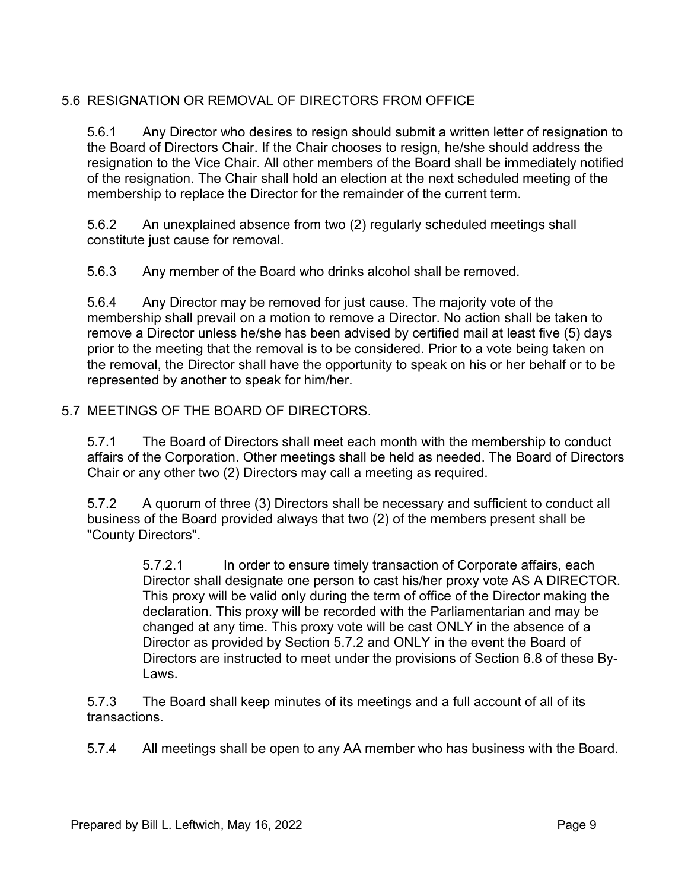## 5.6 RESIGNATION OR REMOVAL OF DIRECTORS FROM OFFICE

5.6.1 Any Director who desires to resign should submit a written letter of resignation to the Board of Directors Chair. If the Chair chooses to resign, he/she should address the resignation to the Vice Chair. All other members of the Board shall be immediately notified of the resignation. The Chair shall hold an election at the next scheduled meeting of the membership to replace the Director for the remainder of the current term.

5.6.2 An unexplained absence from two (2) regularly scheduled meetings shall constitute just cause for removal.

5.6.3 Any member of the Board who drinks alcohol shall be removed.

5.6.4 Any Director may be removed for just cause. The majority vote of the membership shall prevail on a motion to remove a Director. No action shall be taken to remove a Director unless he/she has been advised by certified mail at least five (5) days prior to the meeting that the removal is to be considered. Prior to a vote being taken on the removal, the Director shall have the opportunity to speak on his or her behalf or to be represented by another to speak for him/her.

## 5.7 MEETINGS OF THE BOARD OF DIRECTORS.

5.7.1 The Board of Directors shall meet each month with the membership to conduct affairs of the Corporation. Other meetings shall be held as needed. The Board of Directors Chair or any other two (2) Directors may call a meeting as required.

5.7.2 A quorum of three (3) Directors shall be necessary and sufficient to conduct all business of the Board provided always that two (2) of the members present shall be "County Directors".

> 5.7.2.1 In order to ensure timely transaction of Corporate affairs, each Director shall designate one person to cast his/her proxy vote AS A DIRECTOR. This proxy will be valid only during the term of office of the Director making the declaration. This proxy will be recorded with the Parliamentarian and may be changed at any time. This proxy vote will be cast ONLY in the absence of a Director as provided by Section 5.7.2 and ONLY in the event the Board of Directors are instructed to meet under the provisions of Section 6.8 of these By-Laws.

5.7.3 The Board shall keep minutes of its meetings and a full account of all of its transactions.

5.7.4 All meetings shall be open to any AA member who has business with the Board.

Prepared by Bill L. Leftwich, May 16, 2022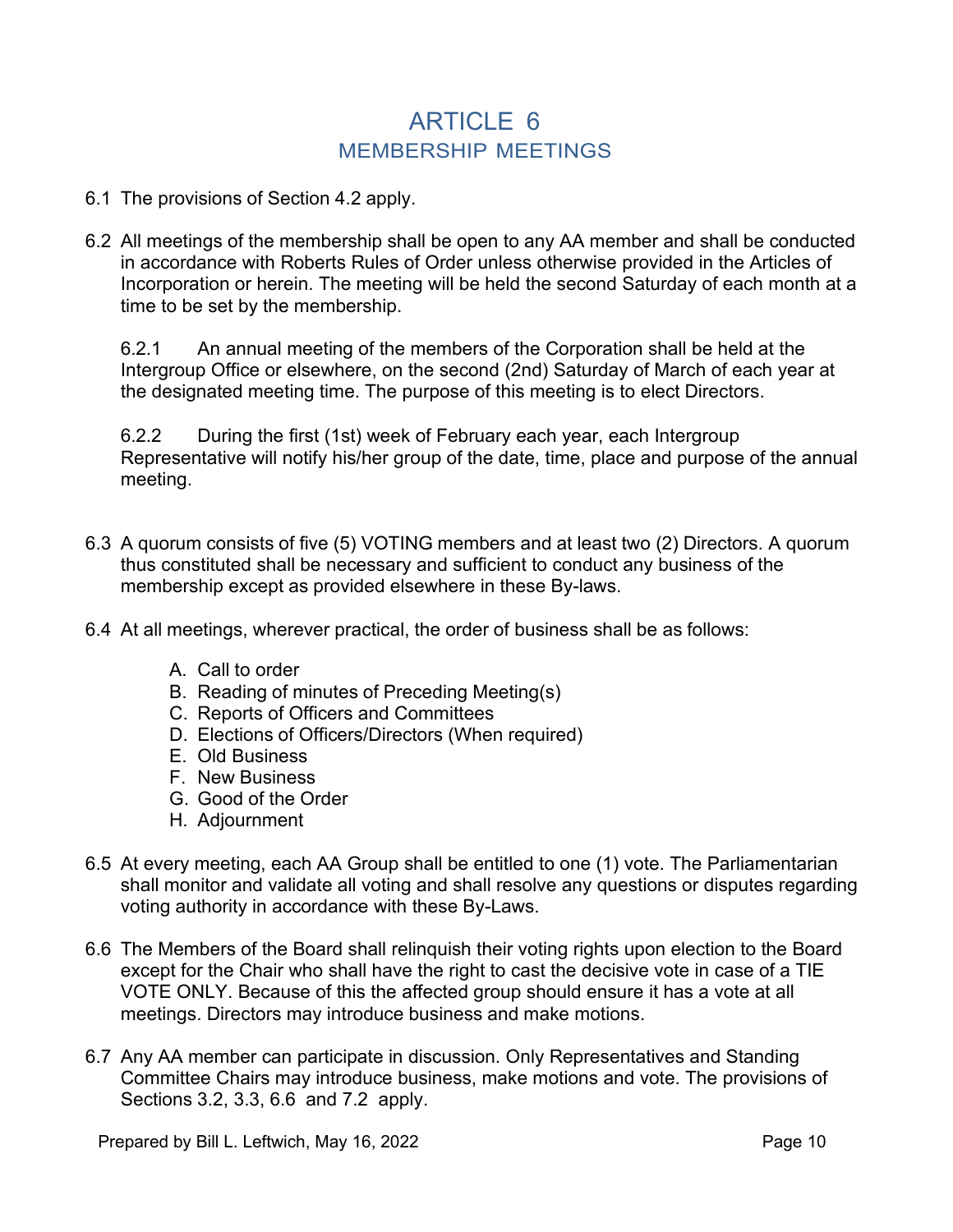# ARTICLE 6
## MEMBERSHIP MEETINGS

6.1 The provisions of Section 4.2 apply.

6.2 All meetings of the membership shall be open to any AA member and shall be conducted in accordance with Roberts Rules of Order unless otherwise provided in the Articles of Incorporation or herein. The meeting will be held the second Saturday of each month at a time to be set by the membership.

6.2.1 An annual meeting of the members of the Corporation shall be held at the Intergroup Office or elsewhere, on the second (2nd) Saturday of March of each year at the designated meeting time. The purpose of this meeting is to elect Directors.

6.2.2 During the first (1st) week of February each year, each Intergroup Representative will notify his/her group of the date, time, place and purpose of the annual meeting.

6.3 A quorum consists of five (5) VOTING members and at least two (2) Directors. A quorum thus constituted shall be necessary and sufficient to conduct any business of the membership except as provided elsewhere in these By-laws.

6.4 At all meetings, wherever practical, the order of business shall be as follows:

A. Call to order
B. Reading of minutes of Preceding Meeting(s)
C. Reports of Officers and Committees
D. Elections of Officers/Directors (When required)
E. Old Business
F. New Business
G. Good of the Order
H. Adjournment

6.5 At every meeting, each AA Group shall be entitled to one (1) vote. The Parliamentarian shall monitor and validate all voting and shall resolve any questions or disputes regarding voting authority in accordance with these By-Laws.

6.6 The Members of the Board shall relinquish their voting rights upon election to the Board except for the Chair who shall have the right to cast the decisive vote in case of a TIE VOTE ONLY. Because of this the affected group should ensure it has a vote at all meetings. Directors may introduce business and make motions.

6.7 Any AA member can participate in discussion. Only Representatives and Standing Committee Chairs may introduce business, make motions and vote. The provisions of Sections 3.2, 3.3, 6.6 and 7.2 apply.

Prepared by Bill L. Leftwich, May 16, 2022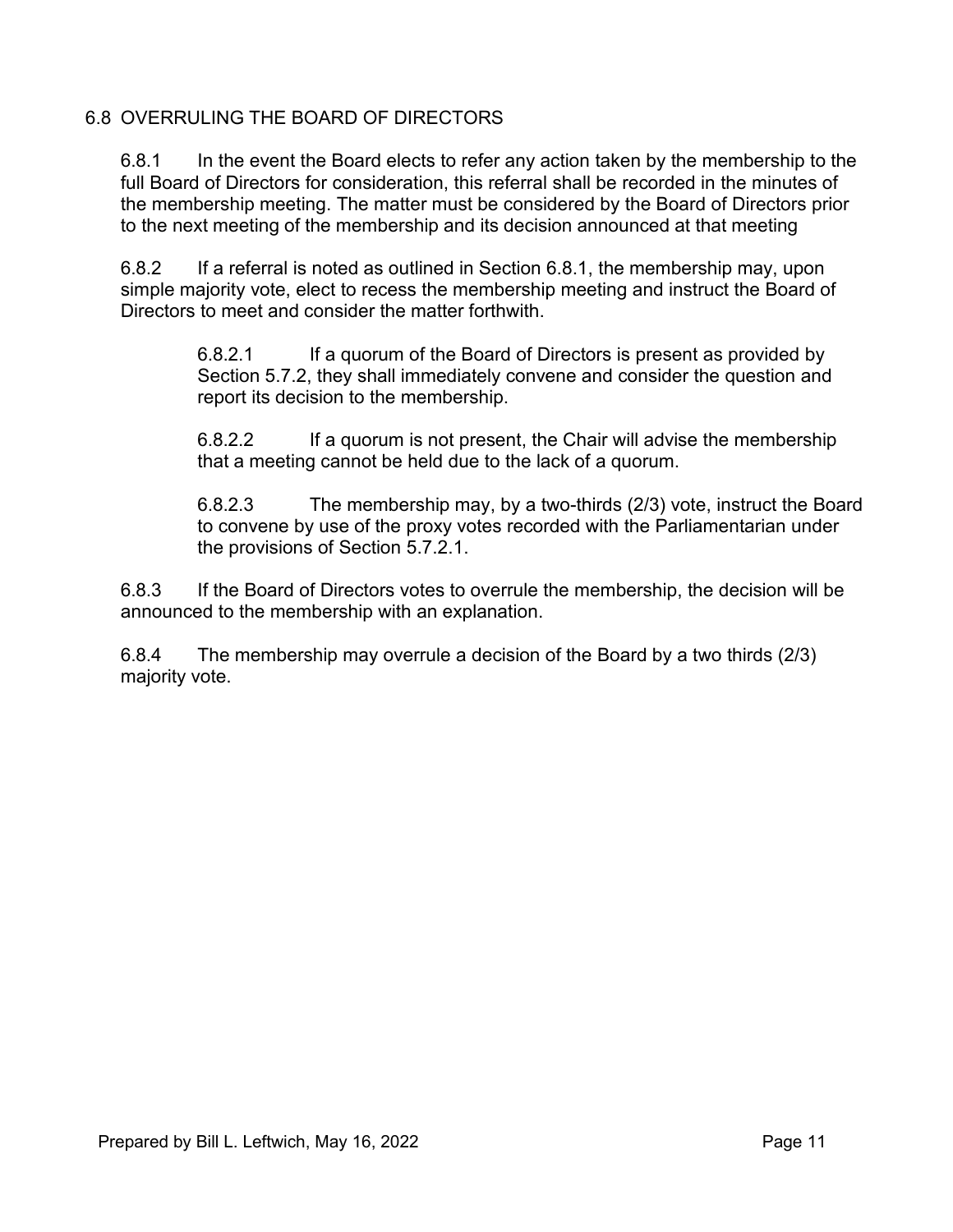## 6.8 OVERRULING THE BOARD OF DIRECTORS

6.8.1 In the event the Board elects to refer any action taken by the membership to the full Board of Directors for consideration, this referral shall be recorded in the minutes of the membership meeting. The matter must be considered by the Board of Directors prior to the next meeting of the membership and its decision announced at that meeting

6.8.2 If a referral is noted as outlined in Section 6.8.1, the membership may, upon simple majority vote, elect to recess the membership meeting and instruct the Board of Directors to meet and consider the matter forthwith.

> 6.8.2.1 If a quorum of the Board of Directors is present as provided by Section 5.7.2, they shall immediately convene and consider the question and report its decision to the membership.
>
> 6.8.2.2 If a quorum is not present, the Chair will advise the membership that a meeting cannot be held due to the lack of a quorum.
>
> 6.8.2.3 The membership may, by a two-thirds (2/3) vote, instruct the Board to convene by use of the proxy votes recorded with the Parliamentarian under the provisions of Section 5.7.2.1.

6.8.3 If the Board of Directors votes to overrule the membership, the decision will be announced to the membership with an explanation.

6.8.4 The membership may overrule a decision of the Board by a two thirds (2/3) majority vote.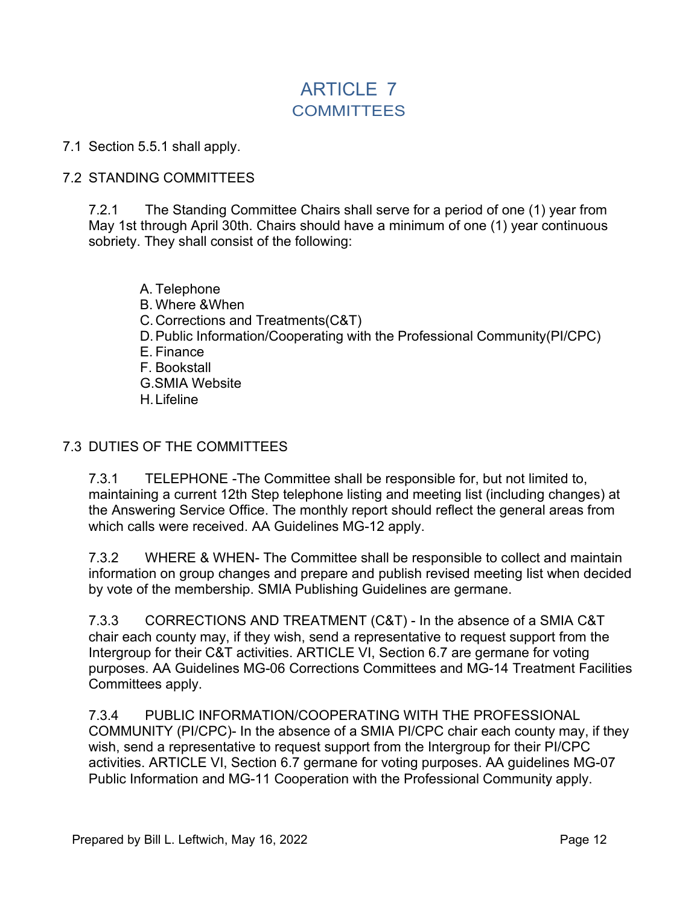# ARTICLE 7
## COMMITTEES

7.1 Section 5.5.1 shall apply.

7.2 STANDING COMMITTEES

7.2.1 The Standing Committee Chairs shall serve for a period of one (1) year from May 1st through April 30th. Chairs should have a minimum of one (1) year continuous sobriety. They shall consist of the following:

A. Telephone
B. Where &When
C. Corrections and Treatments(C&T)
D. Public Information/Cooperating with the Professional Community(PI/CPC)
E. Finance
F. Bookstall
G. SMIA Website
H. Lifeline

7.3 DUTIES OF THE COMMITTEES

7.3.1 TELEPHONE -The Committee shall be responsible for, but not limited to, maintaining a current 12th Step telephone listing and meeting list (including changes) at the Answering Service Office. The monthly report should reflect the general areas from which calls were received. AA Guidelines MG-12 apply.

7.3.2 WHERE & WHEN- The Committee shall be responsible to collect and maintain information on group changes and prepare and publish revised meeting list when decided by vote of the membership. SMIA Publishing Guidelines are germane.

7.3.3 CORRECTIONS AND TREATMENT (C&T) - In the absence of a SMIA C&T chair each county may, if they wish, send a representative to request support from the Intergroup for their C&T activities. ARTICLE VI, Section 6.7 are germane for voting purposes. AA Guidelines MG-06 Corrections Committees and MG-14 Treatment Facilities Committees apply.

7.3.4 PUBLIC INFORMATION/COOPERATING WITH THE PROFESSIONAL COMMUNITY (PI/CPC)- In the absence of a SMIA PI/CPC chair each county may, if they wish, send a representative to request support from the Intergroup for their PI/CPC activities. ARTICLE VI, Section 6.7 germane for voting purposes. AA guidelines MG-07 Public Information and MG-11 Cooperation with the Professional Community apply.

Prepared by Bill L. Leftwich, May 16, 2022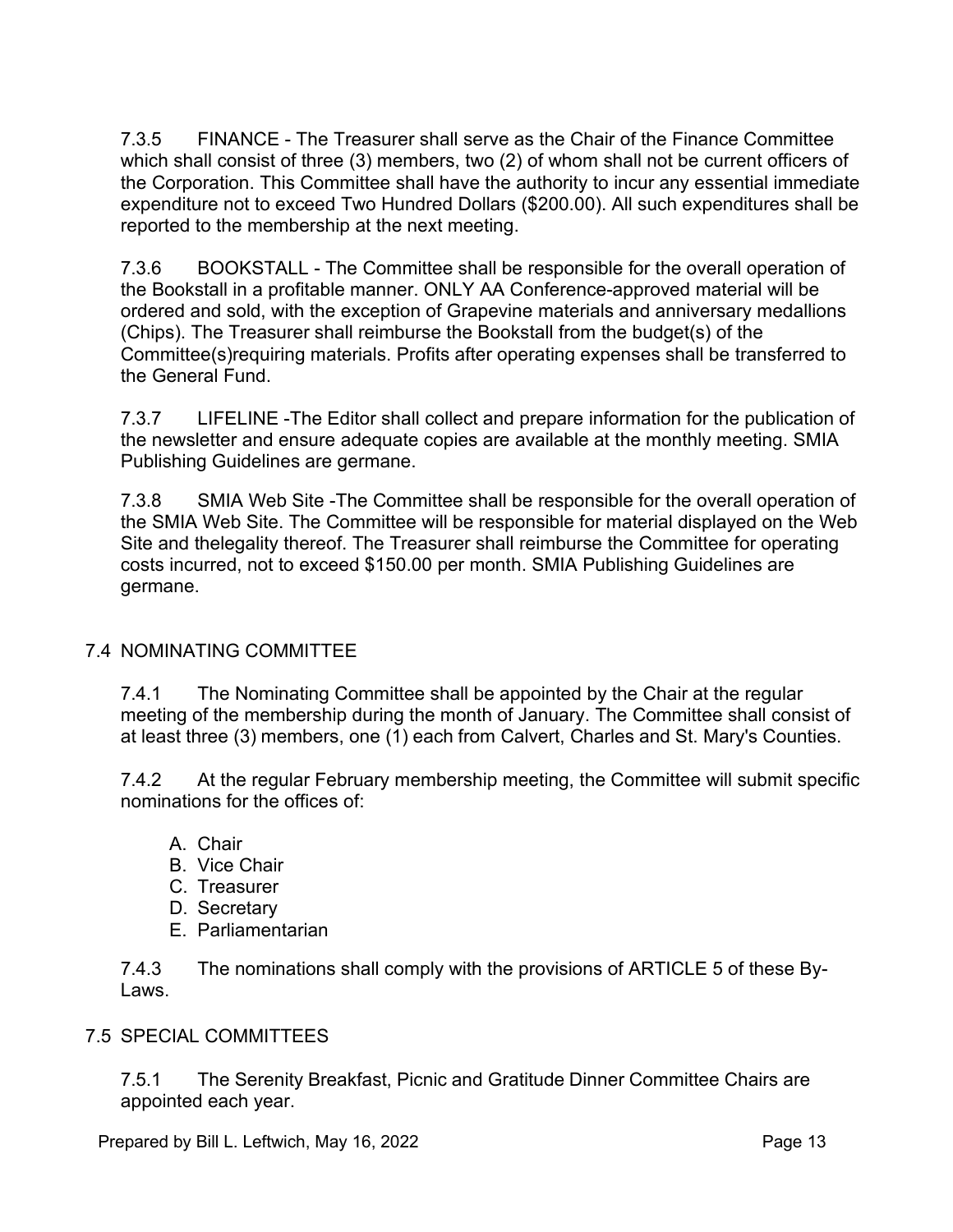7.3.5 FINANCE - The Treasurer shall serve as the Chair of the Finance Committee which shall consist of three (3) members, two (2) of whom shall not be current officers of the Corporation. This Committee shall have the authority to incur any essential immediate expenditure not to exceed Two Hundred Dollars ($200.00). All such expenditures shall be reported to the membership at the next meeting.

7.3.6 BOOKSTALL - The Committee shall be responsible for the overall operation of the Bookstall in a profitable manner. ONLY AA Conference-approved material will be ordered and sold, with the exception of Grapevine materials and anniversary medallions (Chips). The Treasurer shall reimburse the Bookstall from the budget(s) of the Committee(s)requiring materials. Profits after operating expenses shall be transferred to the General Fund.

7.3.7 LIFELINE -The Editor shall collect and prepare information for the publication of the newsletter and ensure adequate copies are available at the monthly meeting. SMIA Publishing Guidelines are germane.

7.3.8 SMIA Web Site -The Committee shall be responsible for the overall operation of the SMIA Web Site. The Committee will be responsible for material displayed on the Web Site and thelegality thereof. The Treasurer shall reimburse the Committee for operating costs incurred, not to exceed $150.00 per month. SMIA Publishing Guidelines are germane.

## 7.4 NOMINATING COMMITTEE

7.4.1 The Nominating Committee shall be appointed by the Chair at the regular meeting of the membership during the month of January. The Committee shall consist of at least three (3) members, one (1) each from Calvert, Charles and St. Mary's Counties.

7.4.2 At the regular February membership meeting, the Committee will submit specific nominations for the offices of:

A. Chair
B. Vice Chair
C. Treasurer
D. Secretary
E. Parliamentarian

7.4.3 The nominations shall comply with the provisions of ARTICLE 5 of these By-Laws.

## 7.5 SPECIAL COMMITTEES

7.5.1 The Serenity Breakfast, Picnic and Gratitude Dinner Committee Chairs are appointed each year.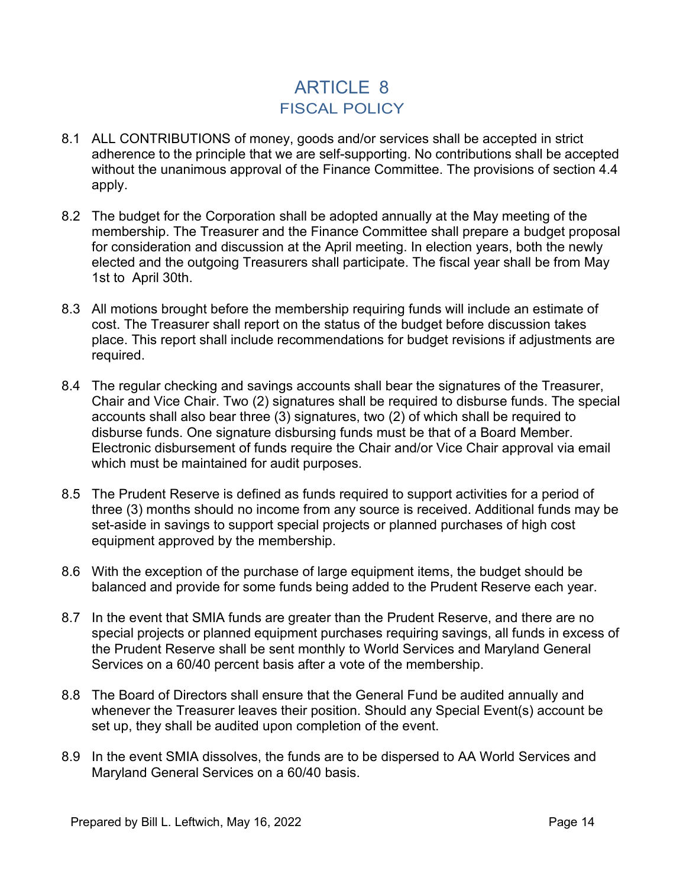# ARTICLE 8
## FISCAL POLICY

8.1 ALL CONTRIBUTIONS of money, goods and/or services shall be accepted in strict adherence to the principle that we are self-supporting. No contributions shall be accepted without the unanimous approval of the Finance Committee. The provisions of section 4.4 apply.

8.2 The budget for the Corporation shall be adopted annually at the May meeting of the membership. The Treasurer and the Finance Committee shall prepare a budget proposal for consideration and discussion at the April meeting. In election years, both the newly elected and the outgoing Treasurers shall participate. The fiscal year shall be from May 1st to April 30th.

8.3 All motions brought before the membership requiring funds will include an estimate of cost. The Treasurer shall report on the status of the budget before discussion takes place. This report shall include recommendations for budget revisions if adjustments are required.

8.4 The regular checking and savings accounts shall bear the signatures of the Treasurer, Chair and Vice Chair. Two (2) signatures shall be required to disburse funds. The special accounts shall also bear three (3) signatures, two (2) of which shall be required to disburse funds. One signature disbursing funds must be that of a Board Member. Electronic disbursement of funds require the Chair and/or Vice Chair approval via email which must be maintained for audit purposes.

8.5 The Prudent Reserve is defined as funds required to support activities for a period of three (3) months should no income from any source is received. Additional funds may be set-aside in savings to support special projects or planned purchases of high cost equipment approved by the membership.

8.6 With the exception of the purchase of large equipment items, the budget should be balanced and provide for some funds being added to the Prudent Reserve each year.

8.7 In the event that SMIA funds are greater than the Prudent Reserve, and there are no special projects or planned equipment purchases requiring savings, all funds in excess of the Prudent Reserve shall be sent monthly to World Services and Maryland General Services on a 60/40 percent basis after a vote of the membership.

8.8 The Board of Directors shall ensure that the General Fund be audited annually and whenever the Treasurer leaves their position. Should any Special Event(s) account be set up, they shall be audited upon completion of the event.

8.9 In the event SMIA dissolves, the funds are to be dispersed to AA World Services and Maryland General Services on a 60/40 basis.

Prepared by Bill L. Leftwich, May 16, 2022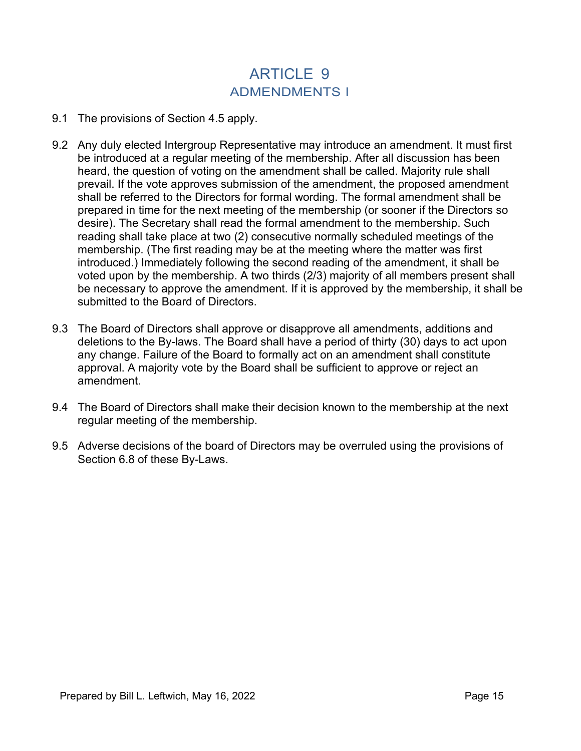# ARTICLE 9

## ADMENDMENTS I

9.1 The provisions of Section 4.5 apply.

9.2 Any duly elected Intergroup Representative may introduce an amendment. It must first be introduced at a regular meeting of the membership. After all discussion has been heard, the question of voting on the amendment shall be called. Majority rule shall prevail. If the vote approves submission of the amendment, the proposed amendment shall be referred to the Directors for formal wording. The formal amendment shall be prepared in time for the next meeting of the membership (or sooner if the Directors so desire). The Secretary shall read the formal amendment to the membership. Such reading shall take place at two (2) consecutive normally scheduled meetings of the membership. (The first reading may be at the meeting where the matter was first introduced.) Immediately following the second reading of the amendment, it shall be voted upon by the membership. A two thirds (2/3) majority of all members present shall be necessary to approve the amendment. If it is approved by the membership, it shall be submitted to the Board of Directors.

9.3 The Board of Directors shall approve or disapprove all amendments, additions and deletions to the By-laws. The Board shall have a period of thirty (30) days to act upon any change. Failure of the Board to formally act on an amendment shall constitute approval. A majority vote by the Board shall be sufficient to approve or reject an amendment.

9.4 The Board of Directors shall make their decision known to the membership at the next regular meeting of the membership.

9.5 Adverse decisions of the board of Directors may be overruled using the provisions of Section 6.8 of these By-Laws.

Prepared by Bill L. Leftwich, May 16, 2022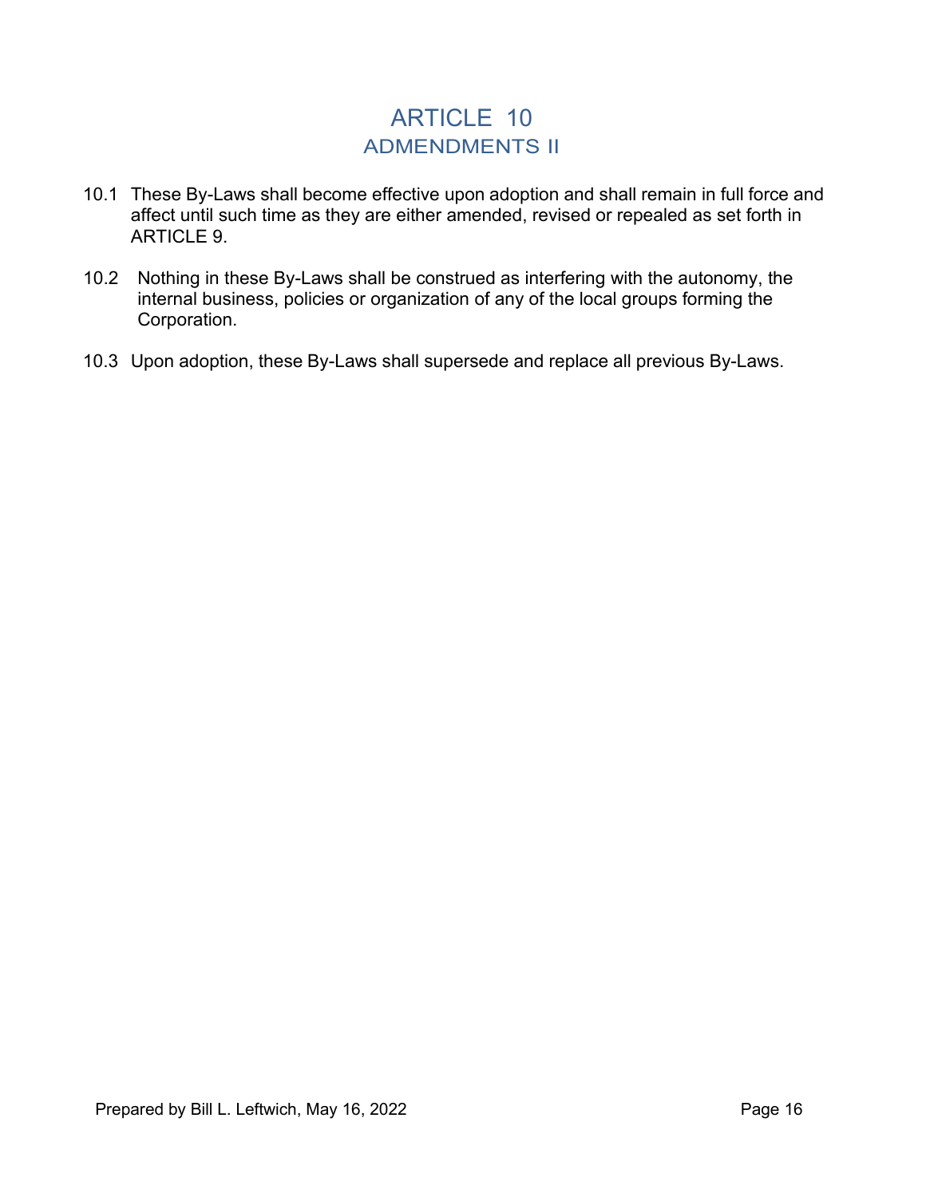# ARTICLE 10

## ADMENDMENTS II

10.1 These By-Laws shall become effective upon adoption and shall remain in full force and affect until such time as they are either amended, revised or repealed as set forth in ARTICLE 9.

10.2 Nothing in these By-Laws shall be construed as interfering with the autonomy, the internal business, policies or organization of any of the local groups forming the Corporation.

10.3 Upon adoption, these By-Laws shall supersede and replace all previous By-Laws.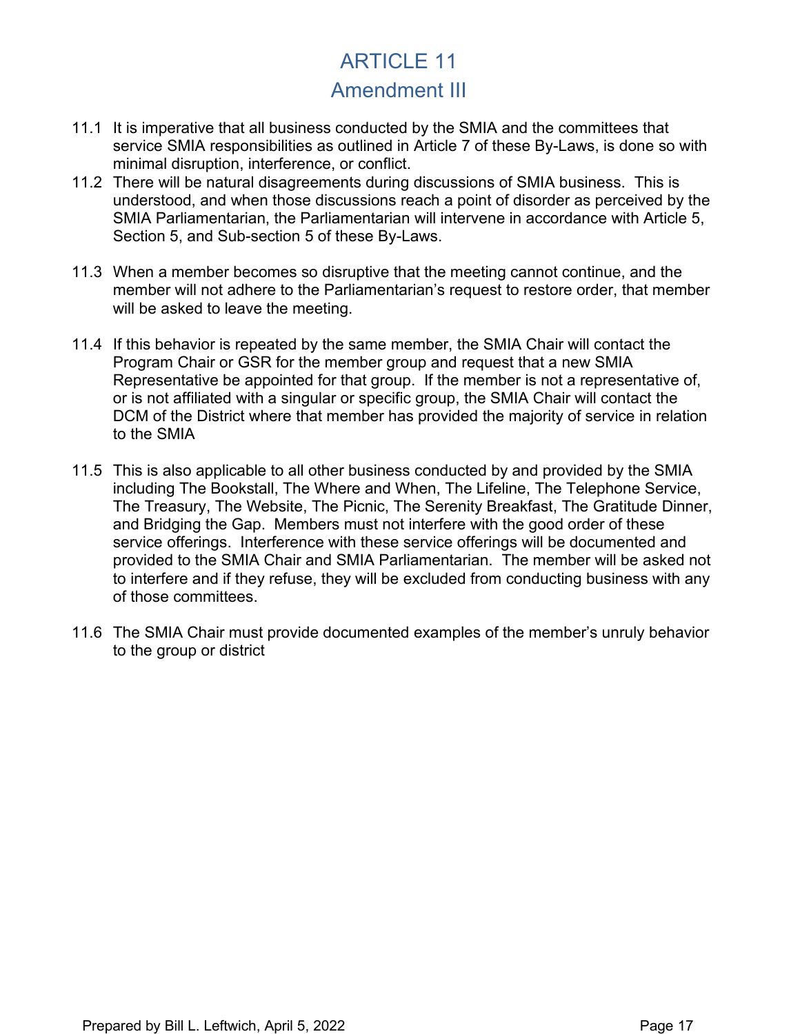# ARTICLE 11

## Amendment III

11.1 It is imperative that all business conducted by the SMIA and the committees that service SMIA responsibilities as outlined in Article 7 of these By-Laws, is done so with minimal disruption, interference, or conflict.

11.2 There will be natural disagreements during discussions of SMIA business. This is understood, and when those discussions reach a point of disorder as perceived by the SMIA Parliamentarian, the Parliamentarian will intervene in accordance with Article 5, Section 5, and Sub-section 5 of these By-Laws.

11.3 When a member becomes so disruptive that the meeting cannot continue, and the member will not adhere to the Parliamentarian's request to restore order, that member will be asked to leave the meeting.

11.4 If this behavior is repeated by the same member, the SMIA Chair will contact the Program Chair or GSR for the member group and request that a new SMIA Representative be appointed for that group. If the member is not a representative of, or is not affiliated with a singular or specific group, the SMIA Chair will contact the DCM of the District where that member has provided the majority of service in relation to the SMIA

11.5 This is also applicable to all other business conducted by and provided by the SMIA including The Bookstall, The Where and When, The Lifeline, The Telephone Service, The Treasury, The Website, The Picnic, The Serenity Breakfast, The Gratitude Dinner, and Bridging the Gap. Members must not interfere with the good order of these service offerings. Interference with these service offerings will be documented and provided to the SMIA Chair and SMIA Parliamentarian. The member will be asked not to interfere and if they refuse, they will be excluded from conducting business with any of those committees.

11.6 The SMIA Chair must provide documented examples of the member's unruly behavior to the group or district

Prepared by Bill L. Leftwich, April 5, 2022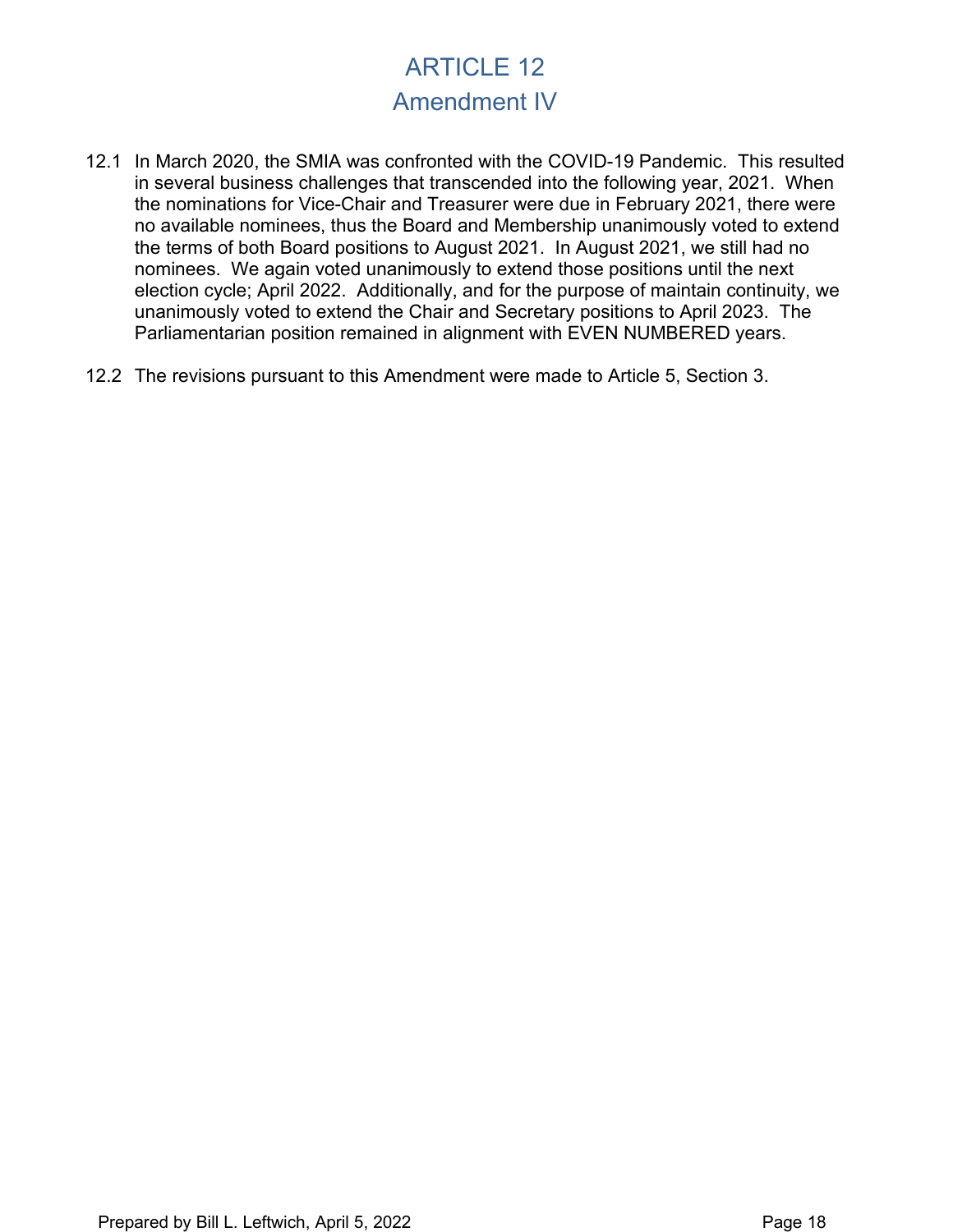# ARTICLE 12
## Amendment IV

12.1 In March 2020, the SMIA was confronted with the COVID-19 Pandemic. This resulted in several business challenges that transcended into the following year, 2021. When the nominations for Vice-Chair and Treasurer were due in February 2021, there were no available nominees, thus the Board and Membership unanimously voted to extend the terms of both Board positions to August 2021. In August 2021, we still had no nominees. We again voted unanimously to extend those positions until the next election cycle; April 2022. Additionally, and for the purpose of maintain continuity, we unanimously voted to extend the Chair and Secretary positions to April 2023. The Parliamentarian position remained in alignment with EVEN NUMBERED years.

12.2 The revisions pursuant to this Amendment were made to Article 5, Section 3.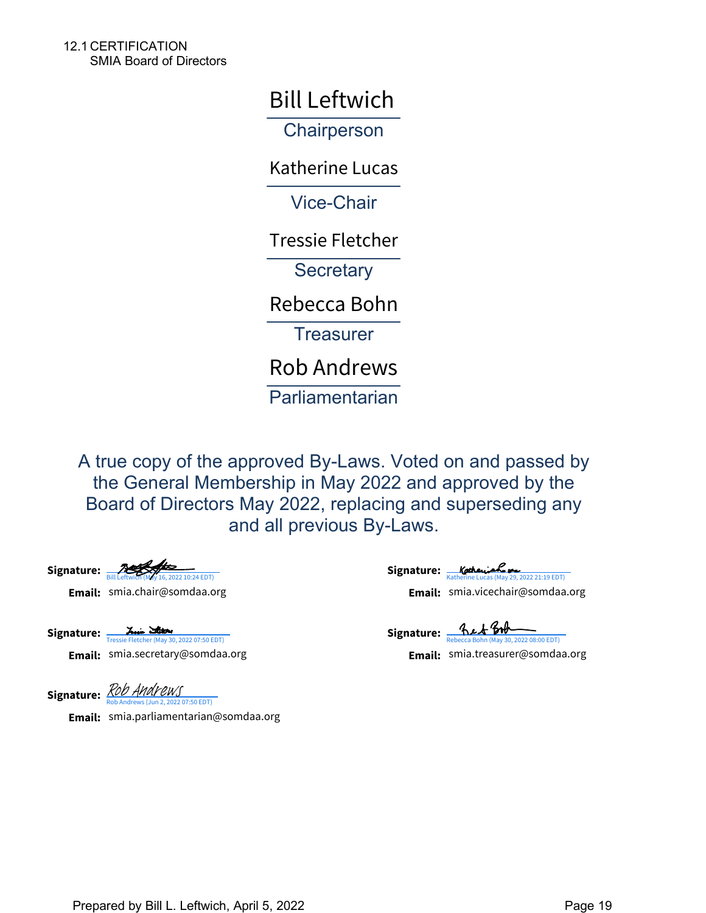12.1 CERTIFICATION
SMIA Board of Directors

Bill Leftwich
Chairperson

Katherine Lucas
Vice-Chair

Tressie Fletcher
Secretary

Rebecca Bohn
Treasurer

Rob Andrews
Parliamentarian

A true copy of the approved By-Laws. Voted on and passed by the General Membership in May 2022 and approved by the Board of Directors May 2022, replacing and superseding any and all previous By-Laws.

**Signature:** Bill Leftwich (May 16, 2022 10:24 EDT)
**Email:** smia.chair@somdaa.org

**Signature:** Katherine Lucas (May 29, 2022 21:19 EDT)
**Email:** smia.vicechair@somdaa.org

**Signature:** Tressie Fletcher (May 30, 2022 07:50 EDT)
**Email:** smia.secretary@somdaa.org

**Signature:** Rebecca Bohn (May 30, 2022 08:00 EDT)
**Email:** smia.treasurer@somdaa.org

**Signature:** Rob Andrews (Jun 2, 2022 07:50 EDT)
**Email:** smia.parliamentarian@somdaa.org

Prepared by Bill L. Leftwich, April 5, 2022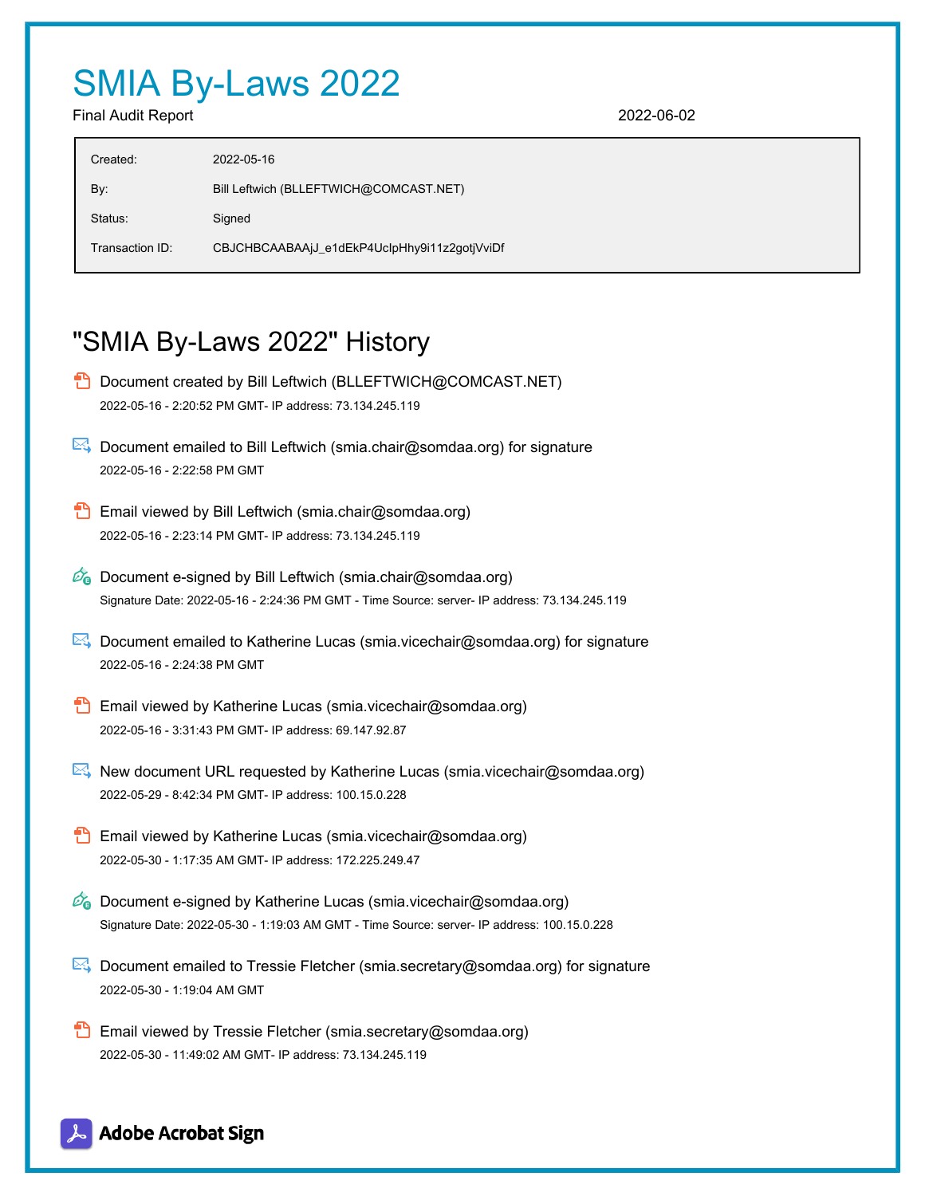# SMIA By-Laws 2022

Final Audit Report 2022-06-02

| | |
|---|---|
| Created: | 2022-05-16 |
| By: | Bill Leftwich (BLLEFTWICH@COMCAST.NET) |
| Status: | Signed |
| Transaction ID: | CBJCHBCAABAAjJ_e1dEkP4UclpHhy9i11z2gotjVviDf |

## "SMIA By-Laws 2022" History

- Document created by Bill Leftwich (BLLEFTWICH@COMCAST.NET)
  2022-05-16 - 2:20:52 PM GMT- IP address: 73.134.245.119

- Document emailed to Bill Leftwich (smia.chair@somdaa.org) for signature
  2022-05-16 - 2:22:58 PM GMT

- Email viewed by Bill Leftwich (smia.chair@somdaa.org)
  2022-05-16 - 2:23:14 PM GMT- IP address: 73.134.245.119

- Document e-signed by Bill Leftwich (smia.chair@somdaa.org)
  Signature Date: 2022-05-16 - 2:24:36 PM GMT - Time Source: server- IP address: 73.134.245.119

- Document emailed to Katherine Lucas (smia.vicechair@somdaa.org) for signature
  2022-05-16 - 2:24:38 PM GMT

- Email viewed by Katherine Lucas (smia.vicechair@somdaa.org)
  2022-05-16 - 3:31:43 PM GMT- IP address: 69.147.92.87

- New document URL requested by Katherine Lucas (smia.vicechair@somdaa.org)
  2022-05-29 - 8:42:34 PM GMT- IP address: 100.15.0.228

- Email viewed by Katherine Lucas (smia.vicechair@somdaa.org)
  2022-05-30 - 1:17:35 AM GMT- IP address: 172.225.249.47

- Document e-signed by Katherine Lucas (smia.vicechair@somdaa.org)
  Signature Date: 2022-05-30 - 1:19:03 AM GMT - Time Source: server- IP address: 100.15.0.228

- Document emailed to Tressie Fletcher (smia.secretary@somdaa.org) for signature
  2022-05-30 - 1:19:04 AM GMT

- Email viewed by Tressie Fletcher (smia.secretary@somdaa.org)
  2022-05-30 - 11:49:02 AM GMT- IP address: 73.134.245.119

Adobe Acrobat Sign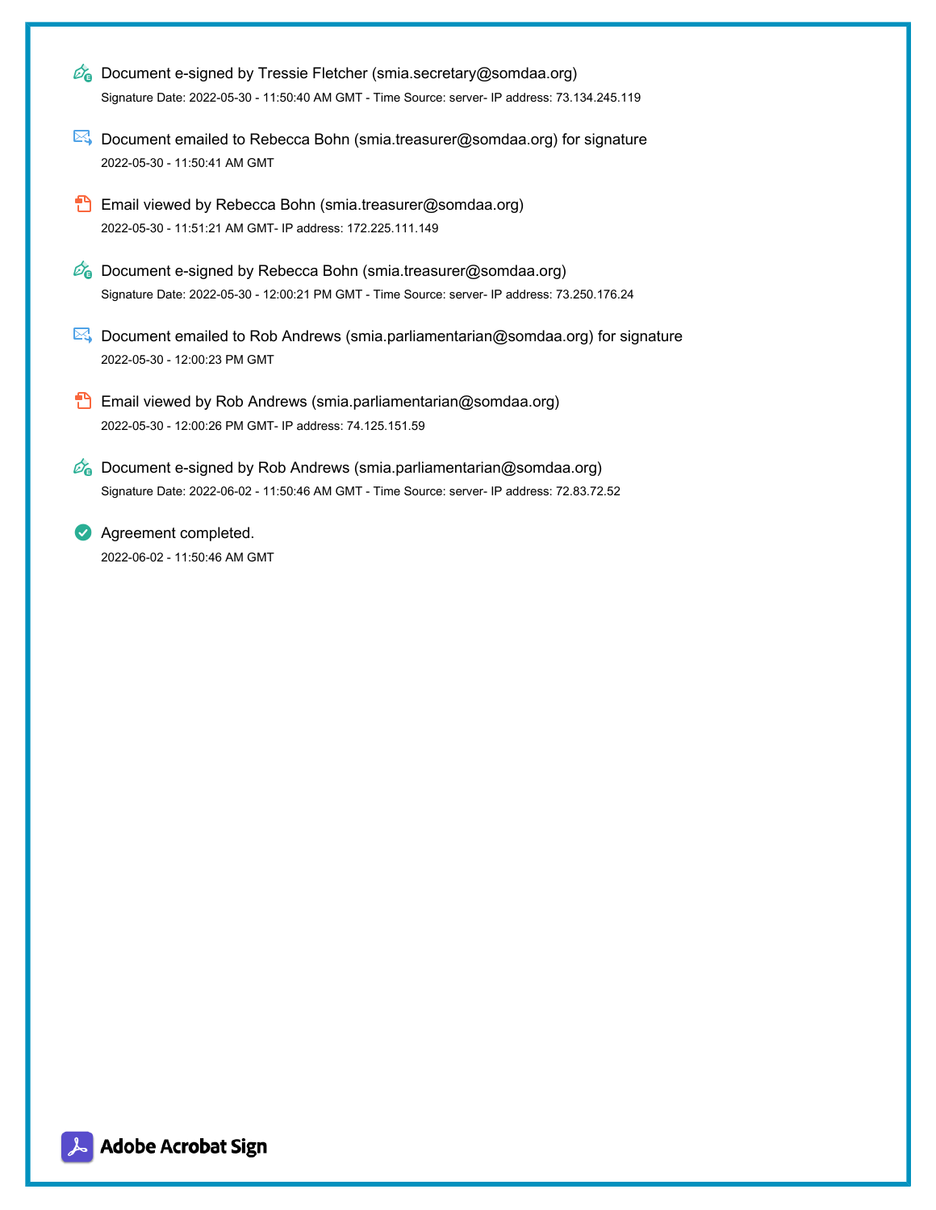Document e-signed by Tressie Fletcher (smia.secretary@somdaa.org)
Signature Date: 2022-05-30 - 11:50:40 AM GMT - Time Source: server- IP address: 73.134.245.119

Document emailed to Rebecca Bohn (smia.treasurer@somdaa.org) for signature
2022-05-30 - 11:50:41 AM GMT

Email viewed by Rebecca Bohn (smia.treasurer@somdaa.org)
2022-05-30 - 11:51:21 AM GMT- IP address: 172.225.111.149

Document e-signed by Rebecca Bohn (smia.treasurer@somdaa.org)
Signature Date: 2022-05-30 - 12:00:21 PM GMT - Time Source: server- IP address: 73.250.176.24

Document emailed to Rob Andrews (smia.parliamentarian@somdaa.org) for signature
2022-05-30 - 12:00:23 PM GMT

Email viewed by Rob Andrews (smia.parliamentarian@somdaa.org)
2022-05-30 - 12:00:26 PM GMT- IP address: 74.125.151.59

Document e-signed by Rob Andrews (smia.parliamentarian@somdaa.org)
Signature Date: 2022-06-02 - 11:50:46 AM GMT - Time Source: server- IP address: 72.83.72.52

Agreement completed.
2022-06-02 - 11:50:46 AM GMT

Adobe Acrobat Sign